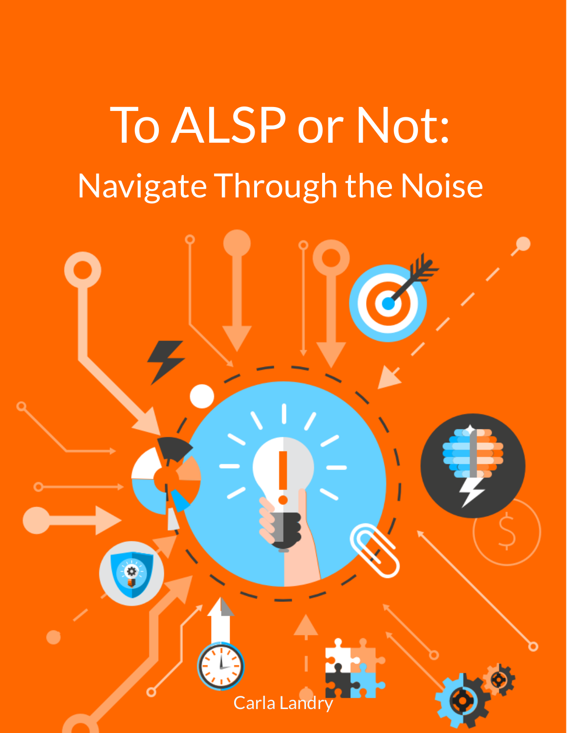# To ALSP or Not:

## Navigate Through the Noise

Carla Landry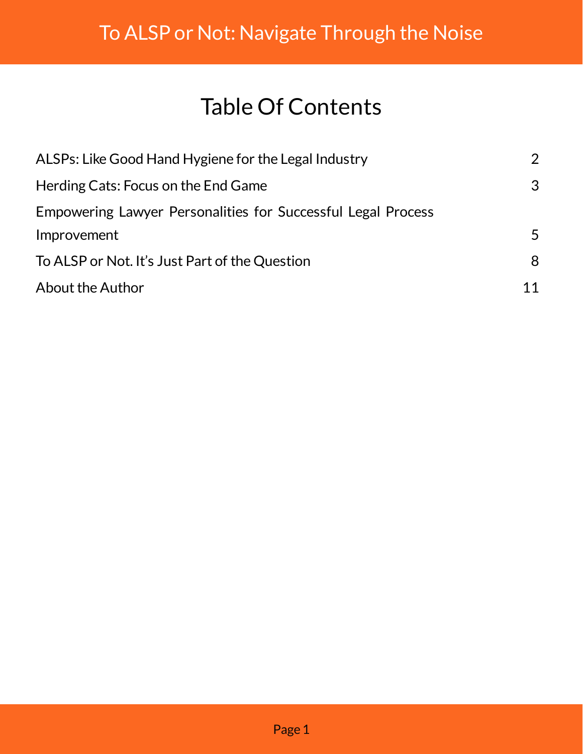# Table Of Contents

| | |
|---|---|
| ALSPs: Like Good Hand Hygiene for the Legal Industry | 2 |
| Herding Cats: Focus on the End Game | 3 |
| Empowering Lawyer Personalities for Successful Legal Process Improvement | 5 |
| To ALSP or Not. It's Just Part of the Question | 8 |
| About the Author | 11 |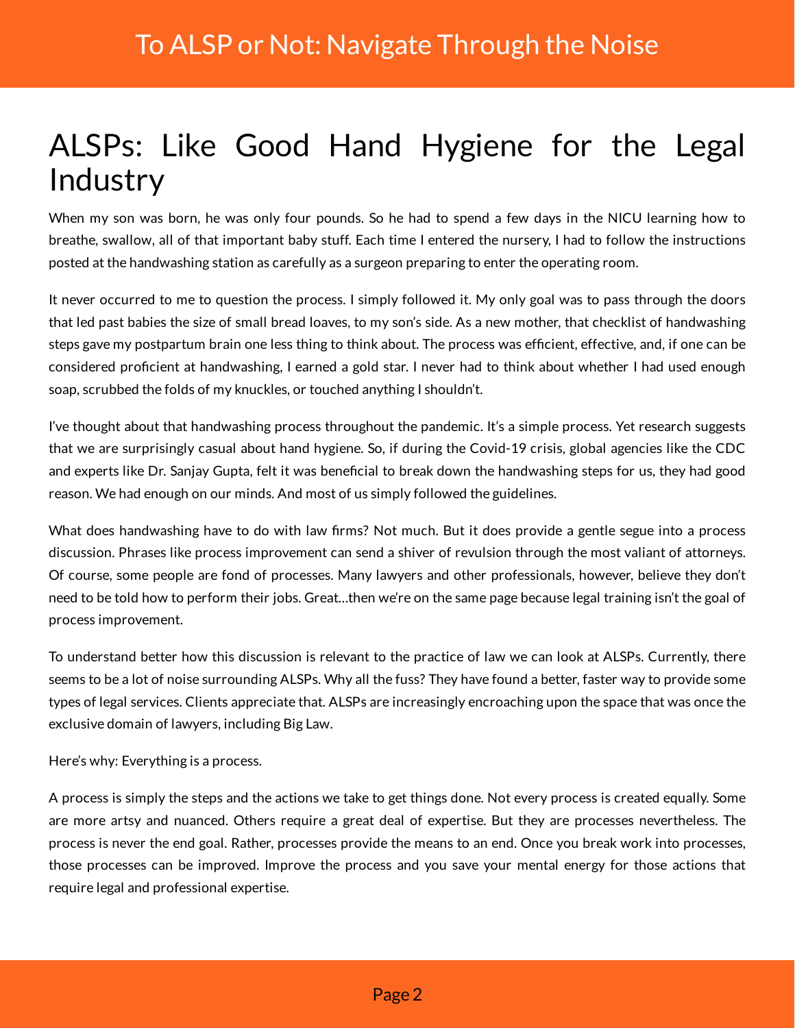# ALSPs: Like Good Hand Hygiene for the Legal Industry

When my son was born, he was only four pounds. So he had to spend a few days in the NICU learning how to breathe, swallow, all of that important baby stuff. Each time I entered the nursery, I had to follow the instructions posted at the handwashing station as carefully as a surgeon preparing to enter the operating room.

It never occurred to me to question the process. I simply followed it. My only goal was to pass through the doors that led past babies the size of small bread loaves, to my son's side. As a new mother, that checklist of handwashing steps gave my postpartum brain one less thing to think about. The process was efficient, effective, and, if one can be considered proficient at handwashing, I earned a gold star. I never had to think about whether I had used enough soap, scrubbed the folds of my knuckles, or touched anything I shouldn't.

I've thought about that handwashing process throughout the pandemic. It's a simple process. Yet research suggests that we are surprisingly casual about hand hygiene. So, if during the Covid-19 crisis, global agencies like the CDC and experts like Dr. Sanjay Gupta, felt it was beneficial to break down the handwashing steps for us, they had good reason. We had enough on our minds. And most of us simply followed the guidelines.

What does handwashing have to do with law firms? Not much. But it does provide a gentle segue into a process discussion. Phrases like process improvement can send a shiver of revulsion through the most valiant of attorneys. Of course, some people are fond of processes. Many lawyers and other professionals, however, believe they don't need to be told how to perform their jobs. Great…then we're on the same page because legal training isn't the goal of process improvement.

To understand better how this discussion is relevant to the practice of law we can look at ALSPs. Currently, there seems to be a lot of noise surrounding ALSPs. Why all the fuss? They have found a better, faster way to provide some types of legal services. Clients appreciate that. ALSPs are increasingly encroaching upon the space that was once the exclusive domain of lawyers, including Big Law.

Here's why: Everything is a process.

A process is simply the steps and the actions we take to get things done. Not every process is created equally. Some are more artsy and nuanced. Others require a great deal of expertise. But they are processes nevertheless. The process is never the end goal. Rather, processes provide the means to an end. Once you break work into processes, those processes can be improved. Improve the process and you save your mental energy for those actions that require legal and professional expertise.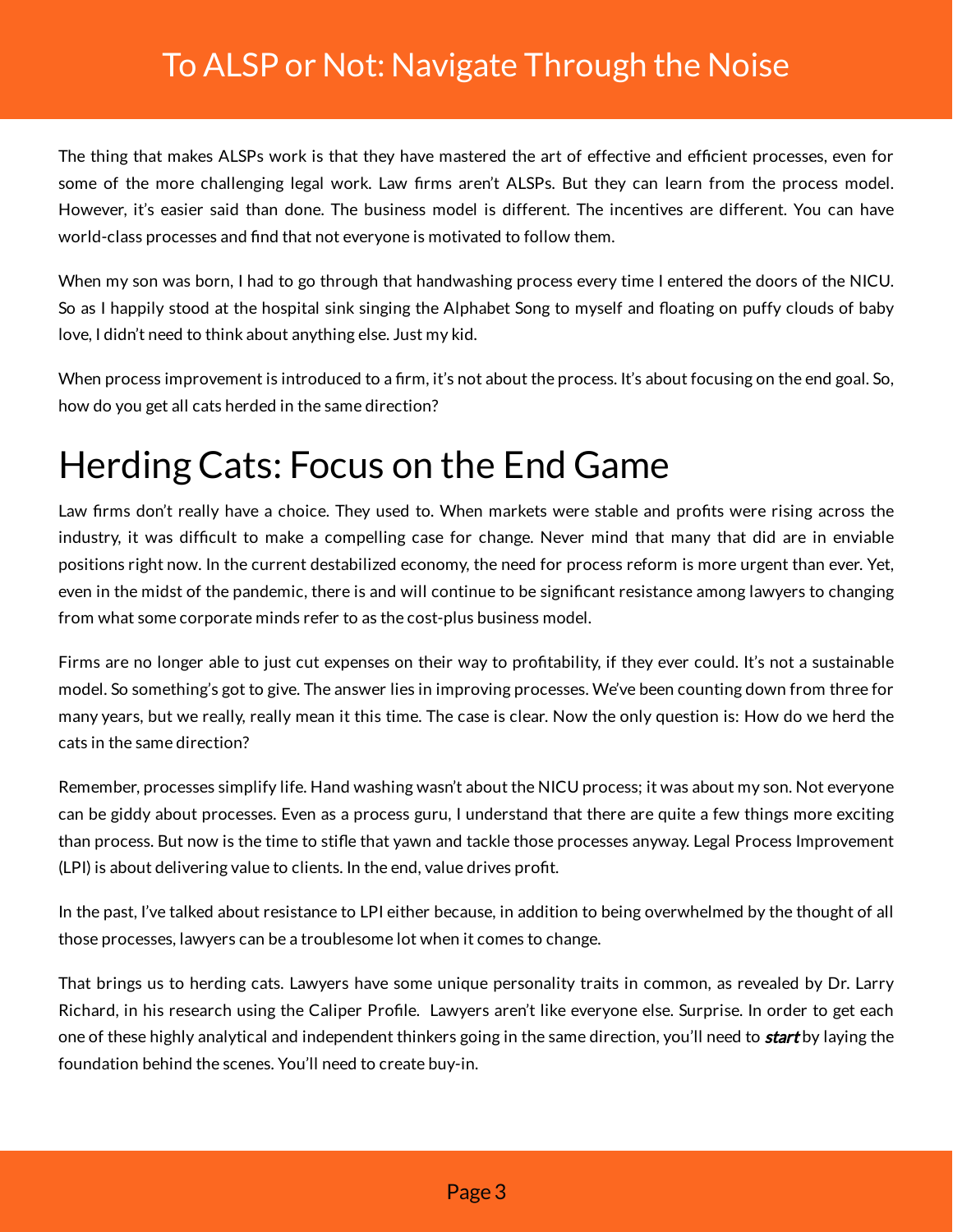The thing that makes ALSPs work is that they have mastered the art of effective and efficient processes, even for some of the more challenging legal work. Law firms aren't ALSPs. But they can learn from the process model. However, it's easier said than done. The business model is different. The incentives are different. You can have world-class processes and find that not everyone is motivated to follow them.

When my son was born, I had to go through that handwashing process every time I entered the doors of the NICU. So as I happily stood at the hospital sink singing the Alphabet Song to myself and floating on puffy clouds of baby love, I didn't need to think about anything else. Just my kid.

When process improvement is introduced to a firm, it's not about the process. It's about focusing on the end goal. So, how do you get all cats herded in the same direction?

# Herding Cats: Focus on the End Game

Law firms don't really have a choice. They used to. When markets were stable and profits were rising across the industry, it was difficult to make a compelling case for change. Never mind that many that did are in enviable positions right now. In the current destabilized economy, the need for process reform is more urgent than ever. Yet, even in the midst of the pandemic, there is and will continue to be significant resistance among lawyers to changing from what some corporate minds refer to as the cost-plus business model.

Firms are no longer able to just cut expenses on their way to profitability, if they ever could. It's not a sustainable model. So something's got to give. The answer lies in improving processes. We've been counting down from three for many years, but we really, really mean it this time. The case is clear. Now the only question is: How do we herd the cats in the same direction?

Remember, processes simplify life. Hand washing wasn't about the NICU process; it was about my son. Not everyone can be giddy about processes. Even as a process guru, I understand that there are quite a few things more exciting than process. But now is the time to stifle that yawn and tackle those processes anyway. Legal Process Improvement (LPI) is about delivering value to clients. In the end, value drives profit.

In the past, I've talked about resistance to LPI either because, in addition to being overwhelmed by the thought of all those processes, lawyers can be a troublesome lot when it comes to change.

That brings us to herding cats. Lawyers have some unique personality traits in common, as revealed by Dr. Larry Richard, in his research using the Caliper Profile. Lawyers aren't like everyone else. Surprise. In order to get each one of these highly analytical and independent thinkers going in the same direction, you'll need to ***start*** by laying the foundation behind the scenes. You'll need to create buy-in.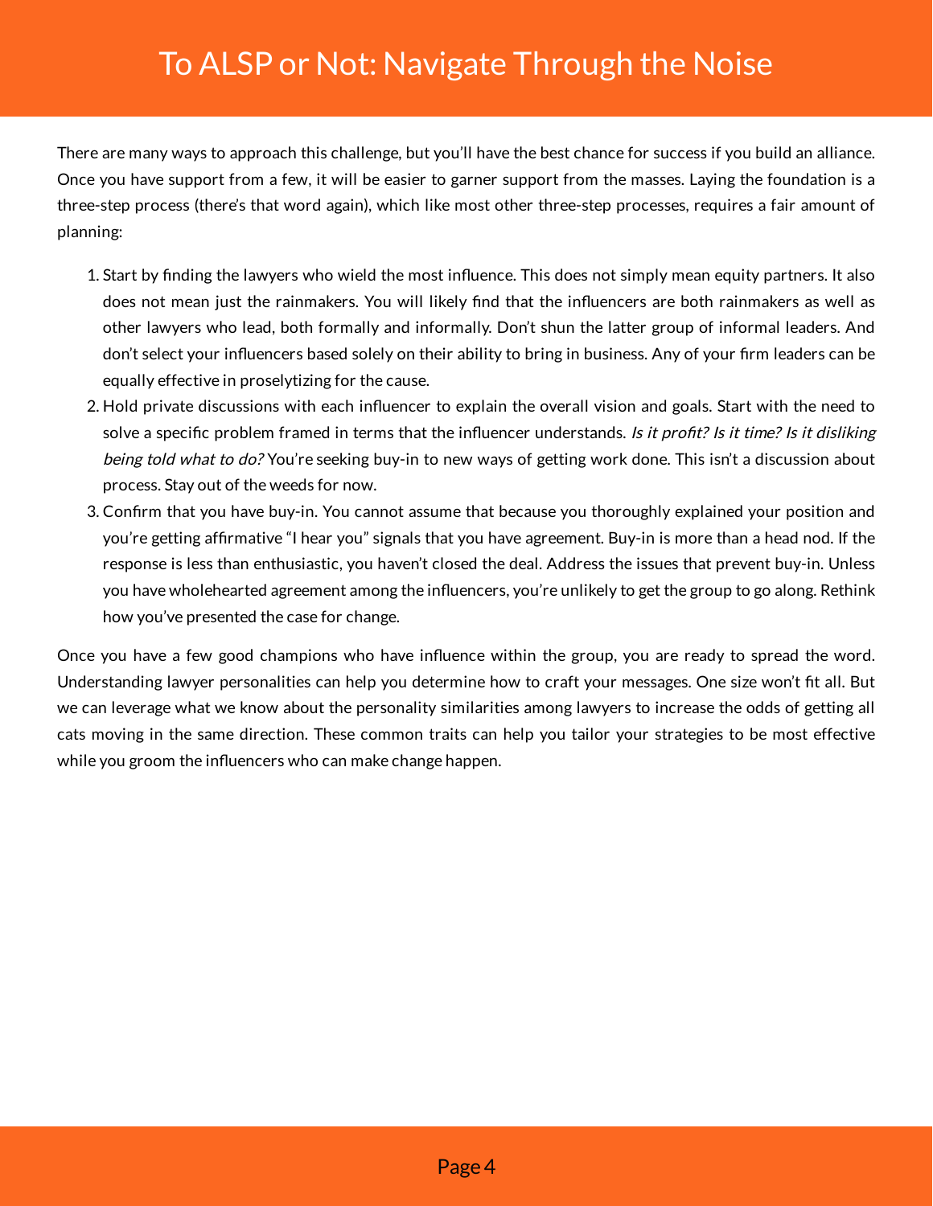There are many ways to approach this challenge, but you'll have the best chance for success if you build an alliance. Once you have support from a few, it will be easier to garner support from the masses. Laying the foundation is a three-step process (there's that word again), which like most other three-step processes, requires a fair amount of planning:

1. Start by finding the lawyers who wield the most influence. This does not simply mean equity partners. It also does not mean just the rainmakers. You will likely find that the influencers are both rainmakers as well as other lawyers who lead, both formally and informally. Don't shun the latter group of informal leaders. And don't select your influencers based solely on their ability to bring in business. Any of your firm leaders can be equally effective in proselytizing for the cause.
2. Hold private discussions with each influencer to explain the overall vision and goals. Start with the need to solve a specific problem framed in terms that the influencer understands. *Is it profit? Is it time? Is it disliking being told what to do?* You're seeking buy-in to new ways of getting work done. This isn't a discussion about process. Stay out of the weeds for now.
3. Confirm that you have buy-in. You cannot assume that because you thoroughly explained your position and you're getting affirmative "I hear you" signals that you have agreement. Buy-in is more than a head nod. If the response is less than enthusiastic, you haven't closed the deal. Address the issues that prevent buy-in. Unless you have wholehearted agreement among the influencers, you're unlikely to get the group to go along. Rethink how you've presented the case for change.

Once you have a few good champions who have influence within the group, you are ready to spread the word. Understanding lawyer personalities can help you determine how to craft your messages. One size won't fit all. But we can leverage what we know about the personality similarities among lawyers to increase the odds of getting all cats moving in the same direction. These common traits can help you tailor your strategies to be most effective while you groom the influencers who can make change happen.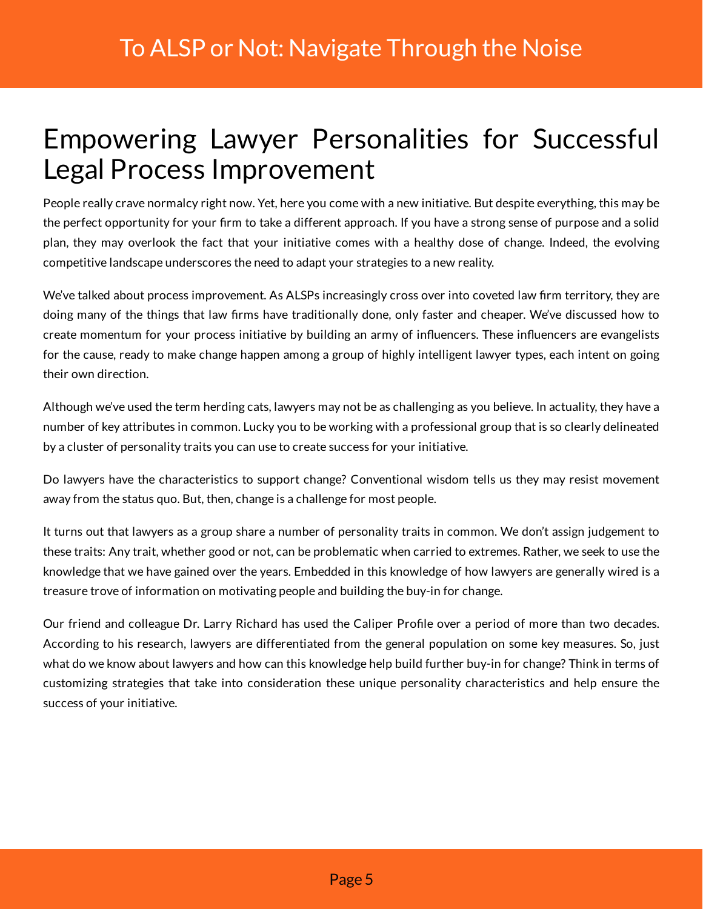# Empowering Lawyer Personalities for Successful Legal Process Improvement

People really crave normalcy right now. Yet, here you come with a new initiative. But despite everything, this may be the perfect opportunity for your firm to take a different approach. If you have a strong sense of purpose and a solid plan, they may overlook the fact that your initiative comes with a healthy dose of change. Indeed, the evolving competitive landscape underscores the need to adapt your strategies to a new reality.

We've talked about process improvement. As ALSPs increasingly cross over into coveted law firm territory, they are doing many of the things that law firms have traditionally done, only faster and cheaper. We've discussed how to create momentum for your process initiative by building an army of influencers. These influencers are evangelists for the cause, ready to make change happen among a group of highly intelligent lawyer types, each intent on going their own direction.

Although we've used the term herding cats, lawyers may not be as challenging as you believe. In actuality, they have a number of key attributes in common. Lucky you to be working with a professional group that is so clearly delineated by a cluster of personality traits you can use to create success for your initiative.

Do lawyers have the characteristics to support change? Conventional wisdom tells us they may resist movement away from the status quo. But, then, change is a challenge for most people.

It turns out that lawyers as a group share a number of personality traits in common. We don't assign judgement to these traits: Any trait, whether good or not, can be problematic when carried to extremes. Rather, we seek to use the knowledge that we have gained over the years. Embedded in this knowledge of how lawyers are generally wired is a treasure trove of information on motivating people and building the buy-in for change.

Our friend and colleague Dr. Larry Richard has used the Caliper Profile over a period of more than two decades. According to his research, lawyers are differentiated from the general population on some key measures. So, just what do we know about lawyers and how can this knowledge help build further buy-in for change? Think in terms of customizing strategies that take into consideration these unique personality characteristics and help ensure the success of your initiative.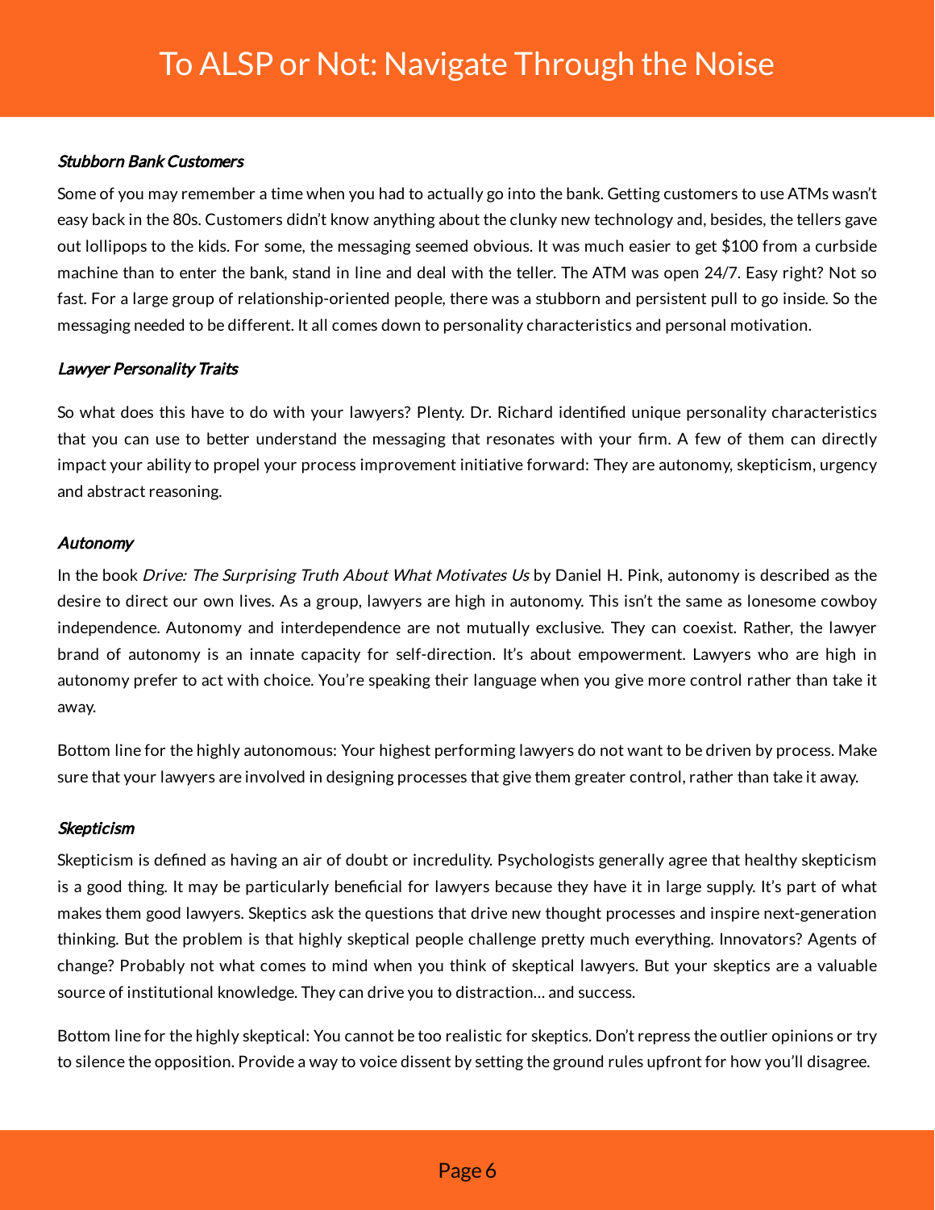### *Stubborn Bank Customers*

Some of you may remember a time when you had to actually go into the bank. Getting customers to use ATMs wasn't easy back in the 80s. Customers didn't know anything about the clunky new technology and, besides, the tellers gave out lollipops to the kids. For some, the messaging seemed obvious. It was much easier to get $100 from a curbside machine than to enter the bank, stand in line and deal with the teller. The ATM was open 24/7. Easy right? Not so fast. For a large group of relationship-oriented people, there was a stubborn and persistent pull to go inside. So the messaging needed to be different. It all comes down to personality characteristics and personal motivation.

### *Lawyer Personality Traits*

So what does this have to do with your lawyers? Plenty. Dr. Richard identified unique personality characteristics that you can use to better understand the messaging that resonates with your firm. A few of them can directly impact your ability to propel your process improvement initiative forward: They are autonomy, skepticism, urgency and abstract reasoning.

### *Autonomy*

In the book *Drive: The Surprising Truth About What Motivates Us* by Daniel H. Pink, autonomy is described as the desire to direct our own lives. As a group, lawyers are high in autonomy. This isn't the same as lonesome cowboy independence. Autonomy and interdependence are not mutually exclusive. They can coexist. Rather, the lawyer brand of autonomy is an innate capacity for self-direction. It's about empowerment. Lawyers who are high in autonomy prefer to act with choice. You're speaking their language when you give more control rather than take it away.

Bottom line for the highly autonomous: Your highest performing lawyers do not want to be driven by process. Make sure that your lawyers are involved in designing processes that give them greater control, rather than take it away.

### *Skepticism*

Skepticism is defined as having an air of doubt or incredulity. Psychologists generally agree that healthy skepticism is a good thing. It may be particularly beneficial for lawyers because they have it in large supply. It's part of what makes them good lawyers. Skeptics ask the questions that drive new thought processes and inspire next-generation thinking. But the problem is that highly skeptical people challenge pretty much everything. Innovators? Agents of change? Probably not what comes to mind when you think of skeptical lawyers. But your skeptics are a valuable source of institutional knowledge. They can drive you to distraction… and success.

Bottom line for the highly skeptical: You cannot be too realistic for skeptics. Don't repress the outlier opinions or try to silence the opposition. Provide a way to voice dissent by setting the ground rules upfront for how you'll disagree.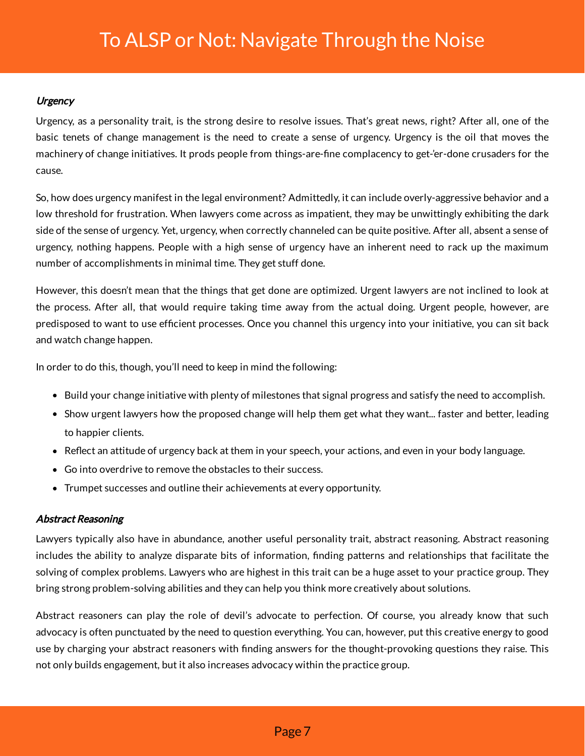### *Urgency*

Urgency, as a personality trait, is the strong desire to resolve issues. That's great news, right? After all, one of the basic tenets of change management is the need to create a sense of urgency. Urgency is the oil that moves the machinery of change initiatives. It prods people from things-are-fine complacency to get-'er-done crusaders for the cause.

So, how does urgency manifest in the legal environment? Admittedly, it can include overly-aggressive behavior and a low threshold for frustration. When lawyers come across as impatient, they may be unwittingly exhibiting the dark side of the sense of urgency. Yet, urgency, when correctly channeled can be quite positive. After all, absent a sense of urgency, nothing happens. People with a high sense of urgency have an inherent need to rack up the maximum number of accomplishments in minimal time. They get stuff done.

However, this doesn't mean that the things that get done are optimized. Urgent lawyers are not inclined to look at the process. After all, that would require taking time away from the actual doing. Urgent people, however, are predisposed to want to use efficient processes. Once you channel this urgency into your initiative, you can sit back and watch change happen.

In order to do this, though, you'll need to keep in mind the following:

- Build your change initiative with plenty of milestones that signal progress and satisfy the need to accomplish.
- Show urgent lawyers how the proposed change will help them get what they want... faster and better, leading to happier clients.
- Reflect an attitude of urgency back at them in your speech, your actions, and even in your body language.
- Go into overdrive to remove the obstacles to their success.
- Trumpet successes and outline their achievements at every opportunity.

### *Abstract Reasoning*

Lawyers typically also have in abundance, another useful personality trait, abstract reasoning. Abstract reasoning includes the ability to analyze disparate bits of information, finding patterns and relationships that facilitate the solving of complex problems. Lawyers who are highest in this trait can be a huge asset to your practice group. They bring strong problem-solving abilities and they can help you think more creatively about solutions.

Abstract reasoners can play the role of devil's advocate to perfection. Of course, you already know that such advocacy is often punctuated by the need to question everything. You can, however, put this creative energy to good use by charging your abstract reasoners with finding answers for the thought-provoking questions they raise. This not only builds engagement, but it also increases advocacy within the practice group.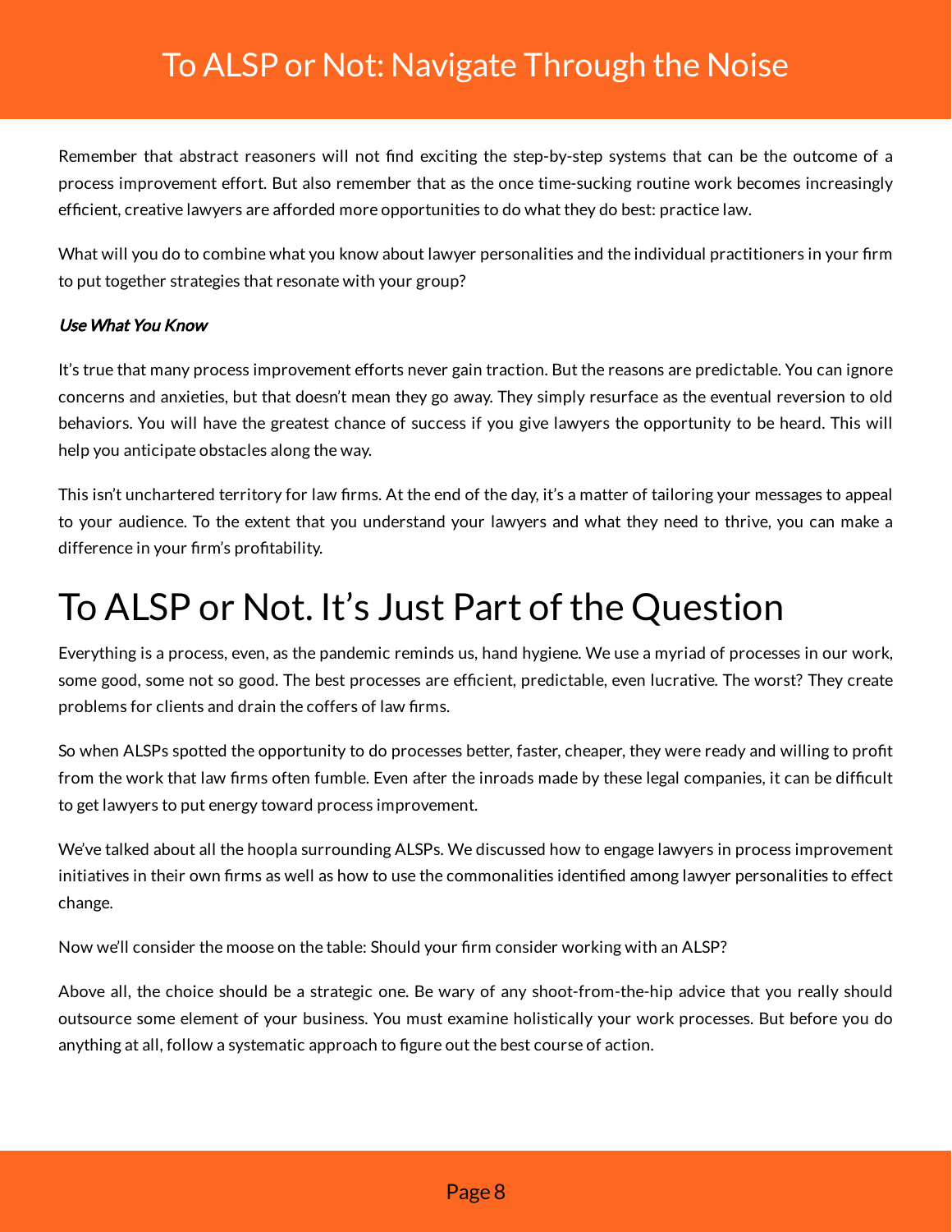Remember that abstract reasoners will not find exciting the step-by-step systems that can be the outcome of a process improvement effort. But also remember that as the once time-sucking routine work becomes increasingly efficient, creative lawyers are afforded more opportunities to do what they do best: practice law.

What will you do to combine what you know about lawyer personalities and the individual practitioners in your firm to put together strategies that resonate with your group?

***Use What You Know***

It's true that many process improvement efforts never gain traction. But the reasons are predictable. You can ignore concerns and anxieties, but that doesn't mean they go away. They simply resurface as the eventual reversion to old behaviors. You will have the greatest chance of success if you give lawyers the opportunity to be heard. This will help you anticipate obstacles along the way.

This isn't unchartered territory for law firms. At the end of the day, it's a matter of tailoring your messages to appeal to your audience. To the extent that you understand your lawyers and what they need to thrive, you can make a difference in your firm's profitability.

# To ALSP or Not. It's Just Part of the Question

Everything is a process, even, as the pandemic reminds us, hand hygiene. We use a myriad of processes in our work, some good, some not so good. The best processes are efficient, predictable, even lucrative. The worst? They create problems for clients and drain the coffers of law firms.

So when ALSPs spotted the opportunity to do processes better, faster, cheaper, they were ready and willing to profit from the work that law firms often fumble. Even after the inroads made by these legal companies, it can be difficult to get lawyers to put energy toward process improvement.

We've talked about all the hoopla surrounding ALSPs. We discussed how to engage lawyers in process improvement initiatives in their own firms as well as how to use the commonalities identified among lawyer personalities to effect change.

Now we'll consider the moose on the table: Should your firm consider working with an ALSP?

Above all, the choice should be a strategic one. Be wary of any shoot-from-the-hip advice that you really should outsource some element of your business. You must examine holistically your work processes. But before you do anything at all, follow a systematic approach to figure out the best course of action.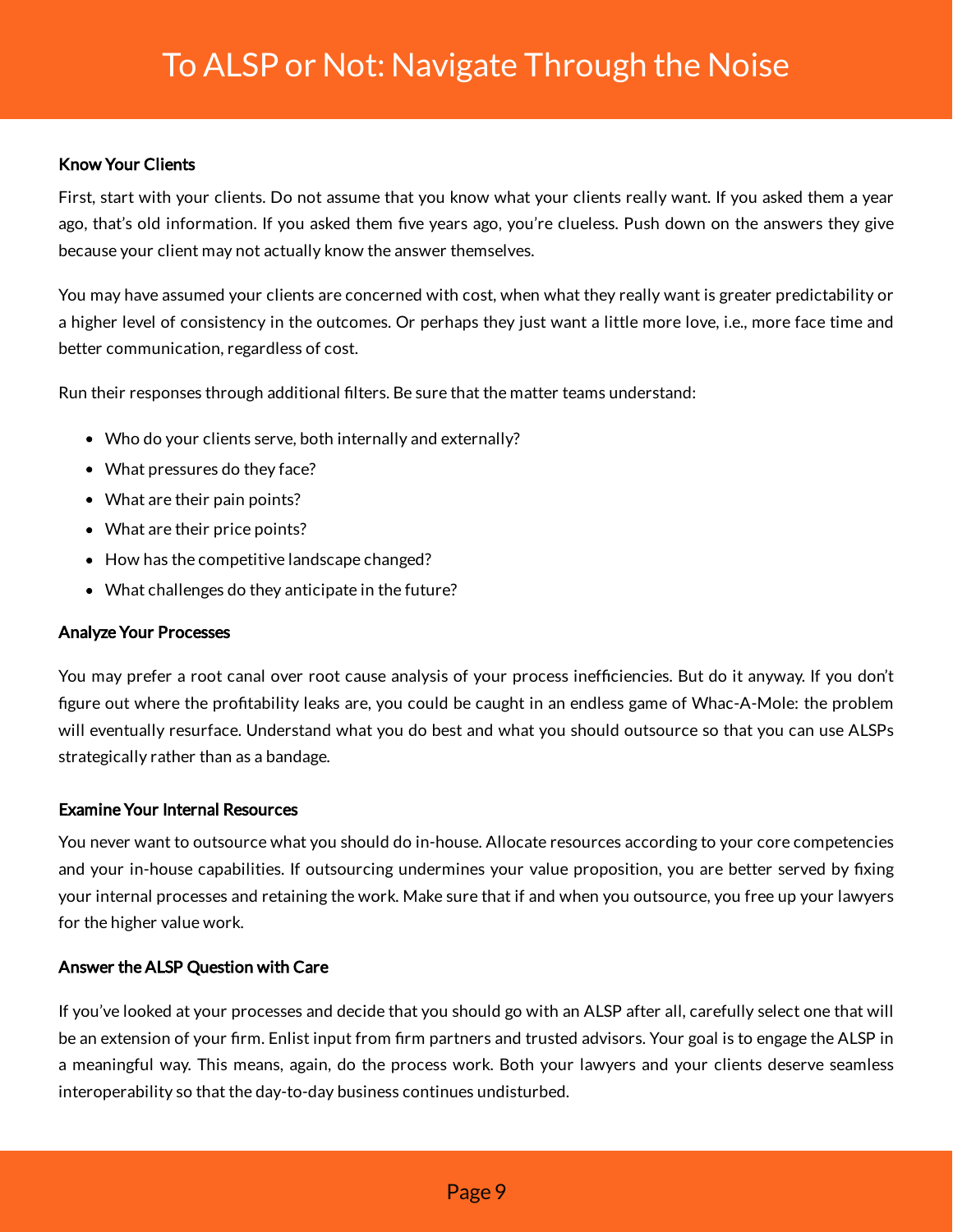# To ALSP or Not: Navigate Through the Noise

**Know Your Clients**

First, start with your clients. Do not assume that you know what your clients really want. If you asked them a year ago, that's old information. If you asked them five years ago, you're clueless. Push down on the answers they give because your client may not actually know the answer themselves.

You may have assumed your clients are concerned with cost, when what they really want is greater predictability or a higher level of consistency in the outcomes. Or perhaps they just want a little more love, i.e., more face time and better communication, regardless of cost.

Run their responses through additional filters. Be sure that the matter teams understand:

- Who do your clients serve, both internally and externally?
- What pressures do they face?
- What are their pain points?
- What are their price points?
- How has the competitive landscape changed?
- What challenges do they anticipate in the future?

**Analyze Your Processes**

You may prefer a root canal over root cause analysis of your process inefficiencies. But do it anyway. If you don't figure out where the profitability leaks are, you could be caught in an endless game of Whac-A-Mole: the problem will eventually resurface. Understand what you do best and what you should outsource so that you can use ALSPs strategically rather than as a bandage.

**Examine Your Internal Resources**

You never want to outsource what you should do in-house. Allocate resources according to your core competencies and your in-house capabilities. If outsourcing undermines your value proposition, you are better served by fixing your internal processes and retaining the work. Make sure that if and when you outsource, you free up your lawyers for the higher value work.

**Answer the ALSP Question with Care**

If you've looked at your processes and decide that you should go with an ALSP after all, carefully select one that will be an extension of your firm. Enlist input from firm partners and trusted advisors. Your goal is to engage the ALSP in a meaningful way. This means, again, do the process work. Both your lawyers and your clients deserve seamless interoperability so that the day-to-day business continues undisturbed.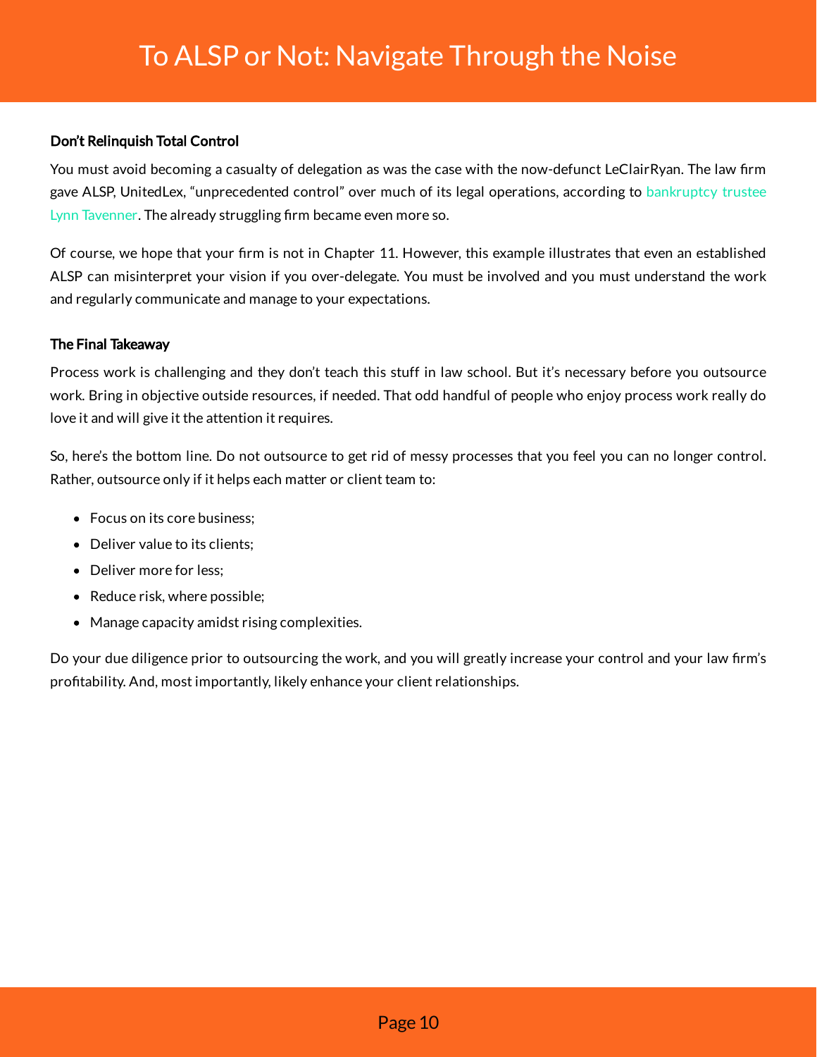### Don't Relinquish Total Control

You must avoid becoming a casualty of delegation as was the case with the now-defunct LeClairRyan. The law firm gave ALSP, UnitedLex, "unprecedented control" over much of its legal operations, according to bankruptcy trustee Lynn Tavenner. The already struggling firm became even more so.

Of course, we hope that your firm is not in Chapter 11. However, this example illustrates that even an established ALSP can misinterpret your vision if you over-delegate. You must be involved and you must understand the work and regularly communicate and manage to your expectations.

### The Final Takeaway

Process work is challenging and they don't teach this stuff in law school. But it's necessary before you outsource work. Bring in objective outside resources, if needed. That odd handful of people who enjoy process work really do love it and will give it the attention it requires.

So, here's the bottom line. Do not outsource to get rid of messy processes that you feel you can no longer control. Rather, outsource only if it helps each matter or client team to:

- Focus on its core business;
- Deliver value to its clients;
- Deliver more for less;
- Reduce risk, where possible;
- Manage capacity amidst rising complexities.

Do your due diligence prior to outsourcing the work, and you will greatly increase your control and your law firm's profitability. And, most importantly, likely enhance your client relationships.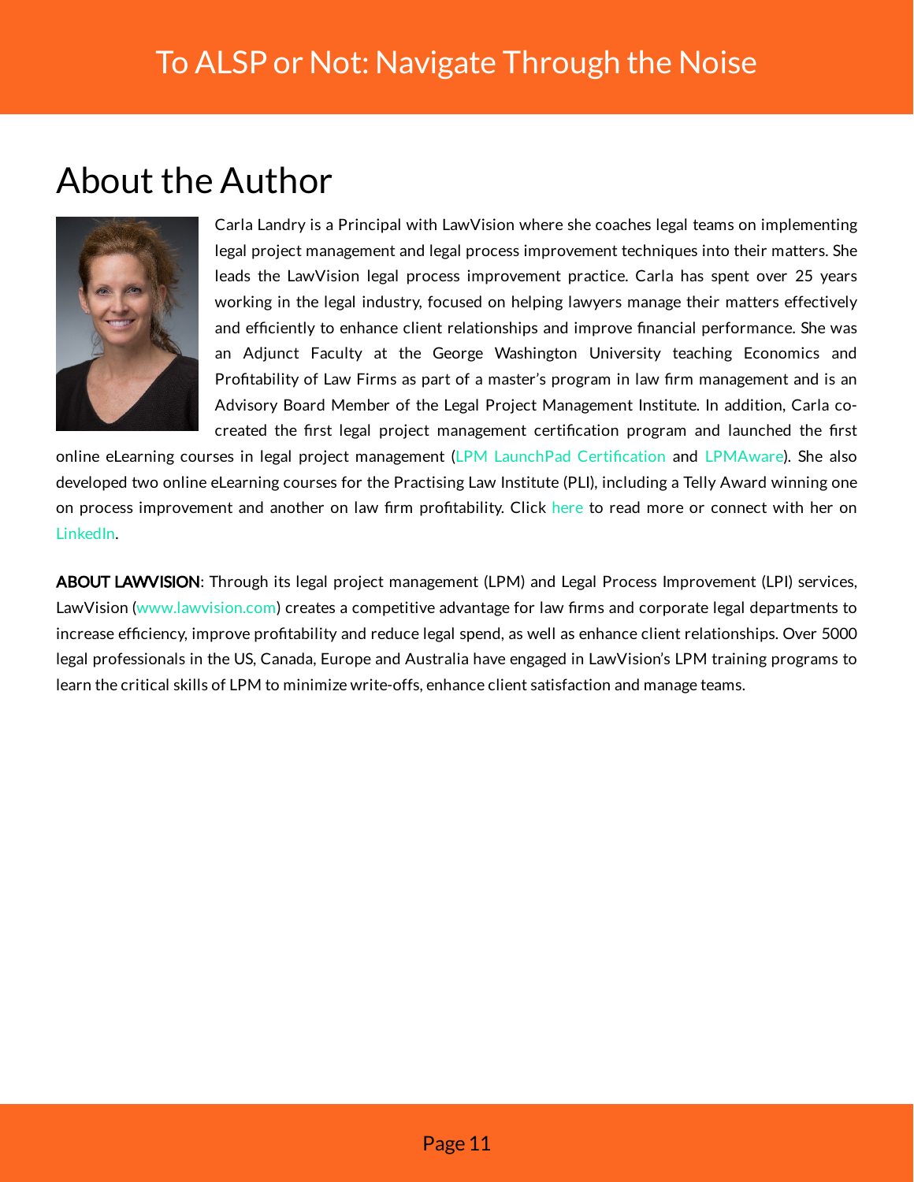## About the Author

Carla Landry is a Principal with LawVision where she coaches legal teams on implementing legal project management and legal process improvement techniques into their matters. She leads the LawVision legal process improvement practice. Carla has spent over 25 years working in the legal industry, focused on helping lawyers manage their matters effectively and efficiently to enhance client relationships and improve financial performance. She was an Adjunct Faculty at the George Washington University teaching Economics and Profitability of Law Firms as part of a master's program in law firm management and is an Advisory Board Member of the Legal Project Management Institute. In addition, Carla co-created the first legal project management certification program and launched the first online eLearning courses in legal project management (LPM LaunchPad Certification and LPMAware). She also developed two online eLearning courses for the Practising Law Institute (PLI), including a Telly Award winning one on process improvement and another on law firm profitability. Click here to read more or connect with her on LinkedIn.

**ABOUT LAWVISION**: Through its legal project management (LPM) and Legal Process Improvement (LPI) services, LawVision (www.lawvision.com) creates a competitive advantage for law firms and corporate legal departments to increase efficiency, improve profitability and reduce legal spend, as well as enhance client relationships. Over 5000 legal professionals in the US, Canada, Europe and Australia have engaged in LawVision's LPM training programs to learn the critical skills of LPM to minimize write-offs, enhance client satisfaction and manage teams.